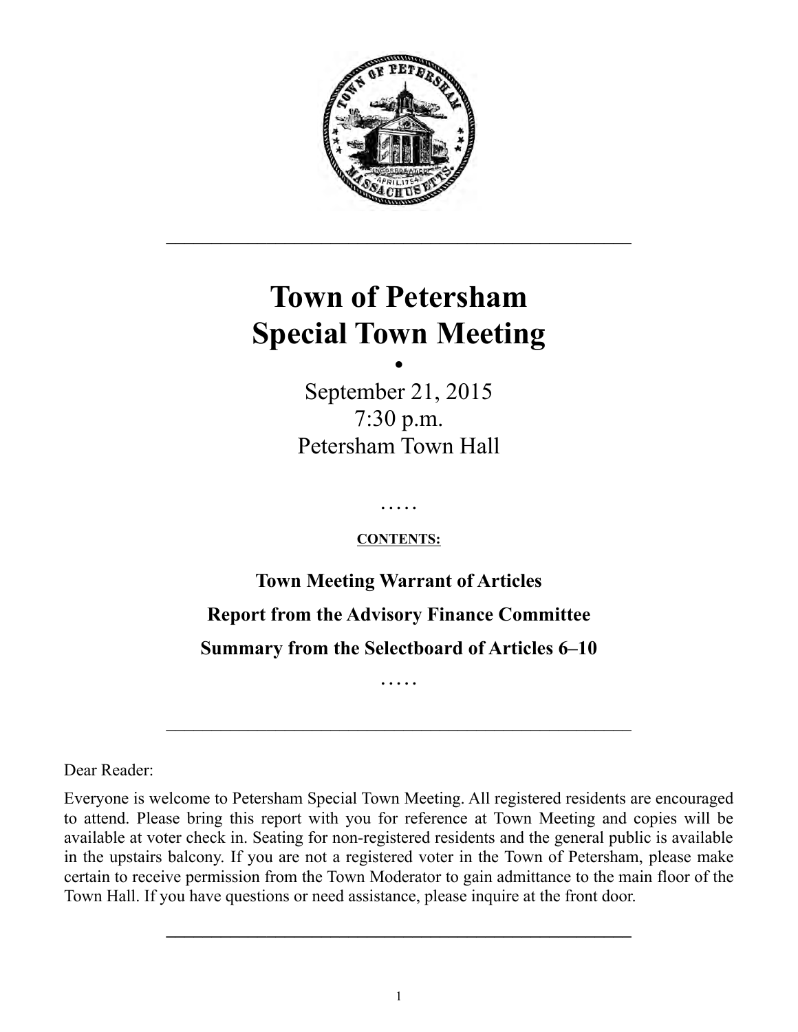# Town of Petersham
# Special Town Meeting

•

September 21, 2015
7:30 p.m.
Petersham Town Hall

.....

**CONTENTS:**

**Town Meeting Warrant of Articles**

**Report from the Advisory Finance Committee**

**Summary from the Selectboard of Articles 6–10**

.....

---

Dear Reader:

Everyone is welcome to Petersham Special Town Meeting. All registered residents are encouraged to attend. Please bring this report with you for reference at Town Meeting and copies will be available at voter check in. Seating for non-registered residents and the general public is available in the upstairs balcony. If you are not a registered voter in the Town of Petersham, please make certain to receive permission from the Town Moderator to gain admittance to the main floor of the Town Hall. If you have questions or need assistance, please inquire at the front door.

---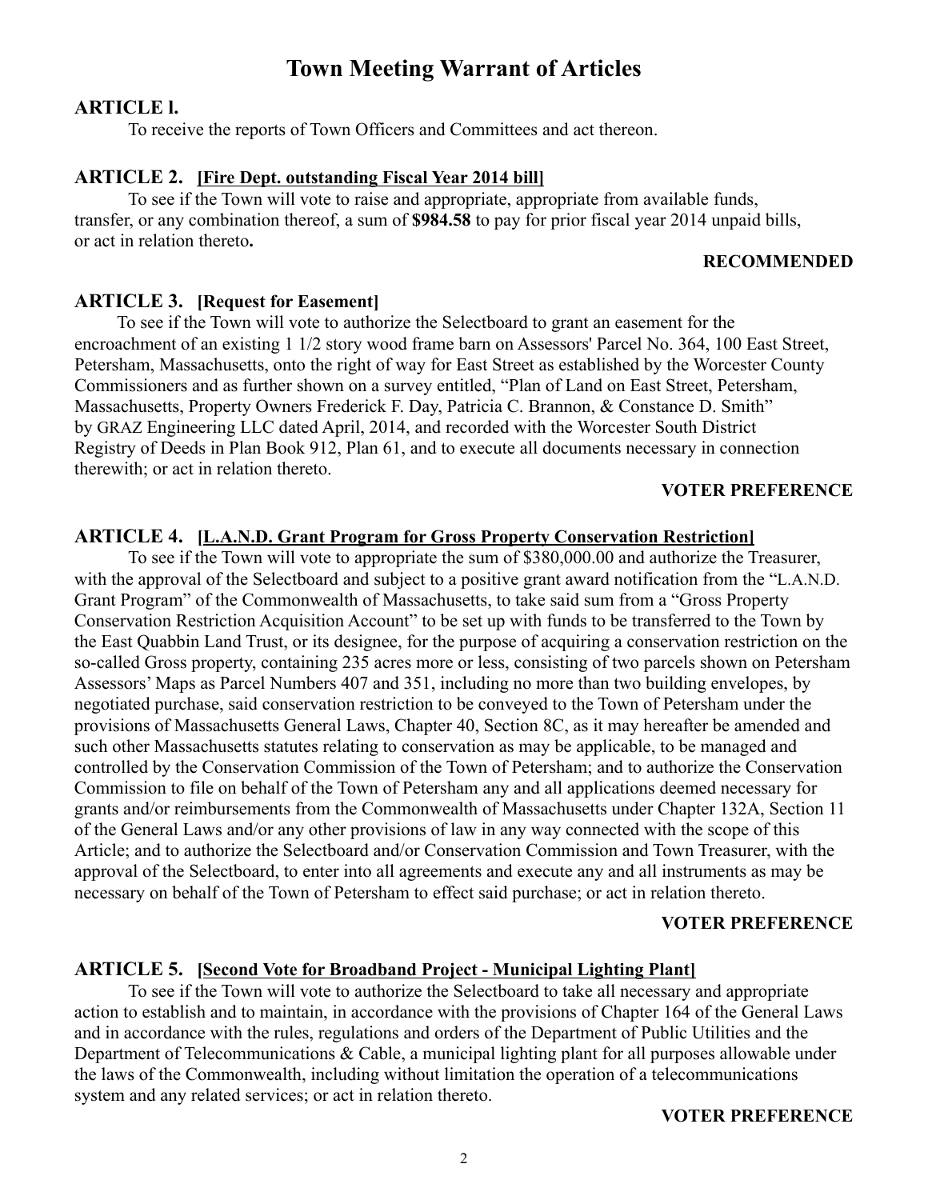# Town Meeting Warrant of Articles

## ARTICLE l.

To receive the reports of Town Officers and Committees and act thereon.

## ARTICLE 2. [Fire Dept. outstanding Fiscal Year 2014 bill]

To see if the Town will vote to raise and appropriate, appropriate from available funds, transfer, or any combination thereof, a sum of **$984.58** to pay for prior fiscal year 2014 unpaid bills, or act in relation thereto**.**

**RECOMMENDED**

## ARTICLE 3. [Request for Easement]

To see if the Town will vote to authorize the Selectboard to grant an easement for the encroachment of an existing 1 1/2 story wood frame barn on Assessors' Parcel No. 364, 100 East Street, Petersham, Massachusetts, onto the right of way for East Street as established by the Worcester County Commissioners and as further shown on a survey entitled, "Plan of Land on East Street, Petersham, Massachusetts, Property Owners Frederick F. Day, Patricia C. Brannon, & Constance D. Smith" by GRAZ Engineering LLC dated April, 2014, and recorded with the Worcester South District Registry of Deeds in Plan Book 912, Plan 61, and to execute all documents necessary in connection therewith; or act in relation thereto.

**VOTER PREFERENCE**

## ARTICLE 4. [L.A.N.D. Grant Program for Gross Property Conservation Restriction]

To see if the Town will vote to appropriate the sum of $380,000.00 and authorize the Treasurer, with the approval of the Selectboard and subject to a positive grant award notification from the "L.A.N.D. Grant Program" of the Commonwealth of Massachusetts, to take said sum from a "Gross Property Conservation Restriction Acquisition Account" to be set up with funds to be transferred to the Town by the East Quabbin Land Trust, or its designee, for the purpose of acquiring a conservation restriction on the so-called Gross property, containing 235 acres more or less, consisting of two parcels shown on Petersham Assessors' Maps as Parcel Numbers 407 and 351, including no more than two building envelopes, by negotiated purchase, said conservation restriction to be conveyed to the Town of Petersham under the provisions of Massachusetts General Laws, Chapter 40, Section 8C, as it may hereafter be amended and such other Massachusetts statutes relating to conservation as may be applicable, to be managed and controlled by the Conservation Commission of the Town of Petersham; and to authorize the Conservation Commission to file on behalf of the Town of Petersham any and all applications deemed necessary for grants and/or reimbursements from the Commonwealth of Massachusetts under Chapter 132A, Section 11 of the General Laws and/or any other provisions of law in any way connected with the scope of this Article; and to authorize the Selectboard and/or Conservation Commission and Town Treasurer, with the approval of the Selectboard, to enter into all agreements and execute any and all instruments as may be necessary on behalf of the Town of Petersham to effect said purchase; or act in relation thereto.

**VOTER PREFERENCE**

## ARTICLE 5. [Second Vote for Broadband Project - Municipal Lighting Plant]

To see if the Town will vote to authorize the Selectboard to take all necessary and appropriate action to establish and to maintain, in accordance with the provisions of Chapter 164 of the General Laws and in accordance with the rules, regulations and orders of the Department of Public Utilities and the Department of Telecommunications & Cable, a municipal lighting plant for all purposes allowable under the laws of the Commonwealth, including without limitation the operation of a telecommunications system and any related services; or act in relation thereto.

**VOTER PREFERENCE**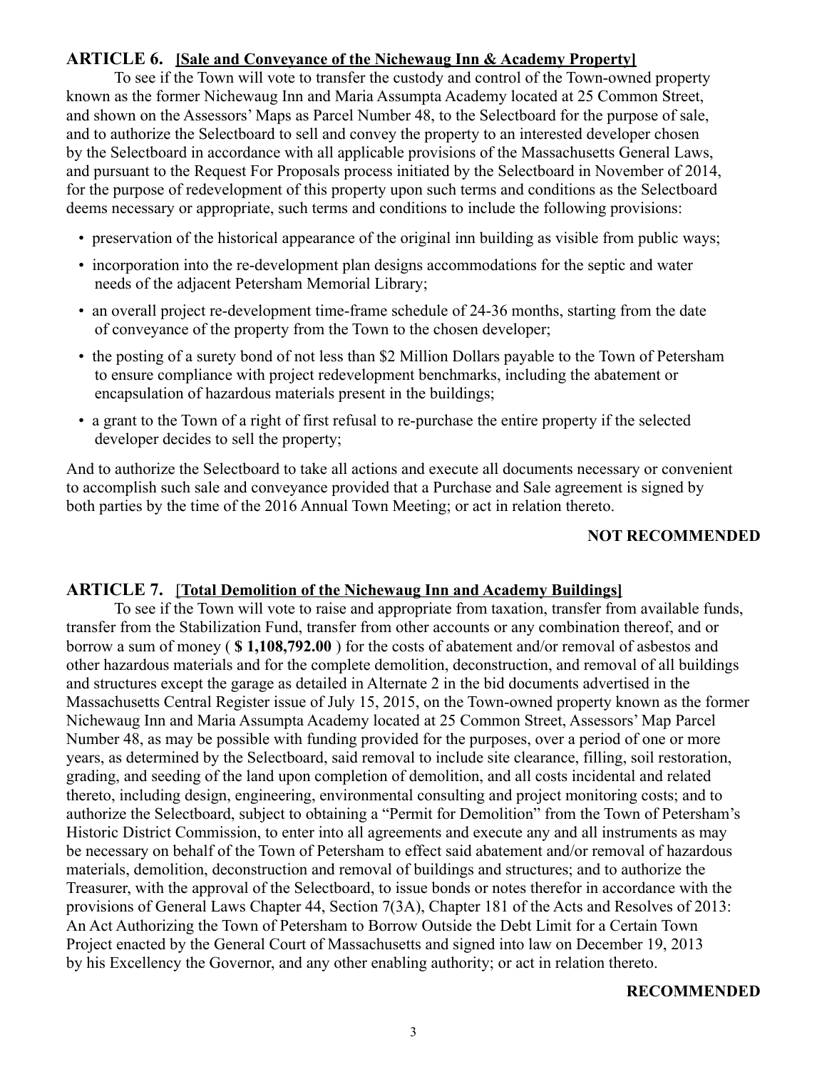## ARTICLE 6. [Sale and Conveyance of the Nichewaug Inn & Academy Property]

To see if the Town will vote to transfer the custody and control of the Town-owned property known as the former Nichewaug Inn and Maria Assumpta Academy located at 25 Common Street, and shown on the Assessors' Maps as Parcel Number 48, to the Selectboard for the purpose of sale, and to authorize the Selectboard to sell and convey the property to an interested developer chosen by the Selectboard in accordance with all applicable provisions of the Massachusetts General Laws, and pursuant to the Request For Proposals process initiated by the Selectboard in November of 2014, for the purpose of redevelopment of this property upon such terms and conditions as the Selectboard deems necessary or appropriate, such terms and conditions to include the following provisions:

- preservation of the historical appearance of the original inn building as visible from public ways;
- incorporation into the re-development plan designs accommodations for the septic and water needs of the adjacent Petersham Memorial Library;
- an overall project re-development time-frame schedule of 24-36 months, starting from the date of conveyance of the property from the Town to the chosen developer;
- the posting of a surety bond of not less than $2 Million Dollars payable to the Town of Petersham to ensure compliance with project redevelopment benchmarks, including the abatement or encapsulation of hazardous materials present in the buildings;
- a grant to the Town of a right of first refusal to re-purchase the entire property if the selected developer decides to sell the property;

And to authorize the Selectboard to take all actions and execute all documents necessary or convenient to accomplish such sale and conveyance provided that a Purchase and Sale agreement is signed by both parties by the time of the 2016 Annual Town Meeting; or act in relation thereto.

**NOT RECOMMENDED**

## ARTICLE 7. [Total Demolition of the Nichewaug Inn and Academy Buildings]

To see if the Town will vote to raise and appropriate from taxation, transfer from available funds, transfer from the Stabilization Fund, transfer from other accounts or any combination thereof, and or borrow a sum of money ( **$ 1,108,792.00** ) for the costs of abatement and/or removal of asbestos and other hazardous materials and for the complete demolition, deconstruction, and removal of all buildings and structures except the garage as detailed in Alternate 2 in the bid documents advertised in the Massachusetts Central Register issue of July 15, 2015, on the Town-owned property known as the former Nichewaug Inn and Maria Assumpta Academy located at 25 Common Street, Assessors' Map Parcel Number 48, as may be possible with funding provided for the purposes, over a period of one or more years, as determined by the Selectboard, said removal to include site clearance, filling, soil restoration, grading, and seeding of the land upon completion of demolition, and all costs incidental and related thereto, including design, engineering, environmental consulting and project monitoring costs; and to authorize the Selectboard, subject to obtaining a "Permit for Demolition" from the Town of Petersham's Historic District Commission, to enter into all agreements and execute any and all instruments as may be necessary on behalf of the Town of Petersham to effect said abatement and/or removal of hazardous materials, demolition, deconstruction and removal of buildings and structures; and to authorize the Treasurer, with the approval of the Selectboard, to issue bonds or notes therefor in accordance with the provisions of General Laws Chapter 44, Section 7(3A), Chapter 181 of the Acts and Resolves of 2013: An Act Authorizing the Town of Petersham to Borrow Outside the Debt Limit for a Certain Town Project enacted by the General Court of Massachusetts and signed into law on December 19, 2013 by his Excellency the Governor, and any other enabling authority; or act in relation thereto.

**RECOMMENDED**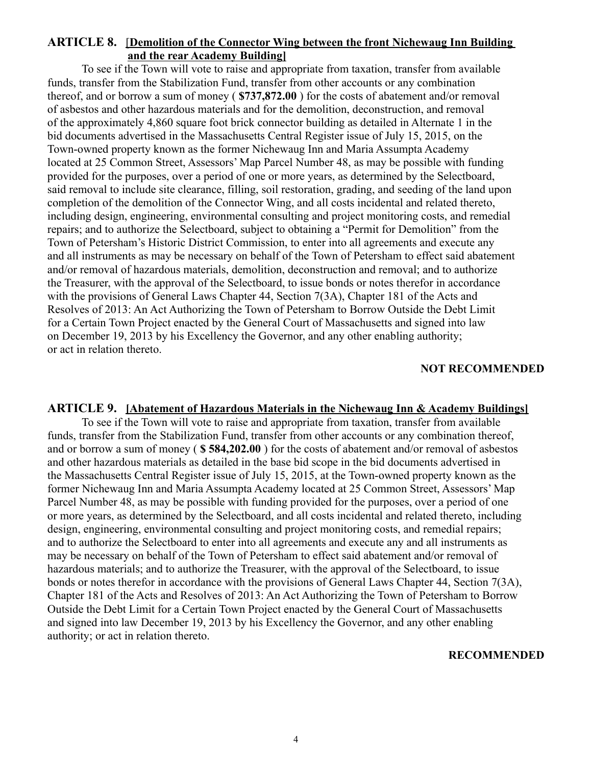## ARTICLE 8. [Demolition of the Connector Wing between the front Nichewaug Inn Building and the rear Academy Building]

To see if the Town will vote to raise and appropriate from taxation, transfer from available funds, transfer from the Stabilization Fund, transfer from other accounts or any combination thereof, and or borrow a sum of money ( **$737,872.00** ) for the costs of abatement and/or removal of asbestos and other hazardous materials and for the demolition, deconstruction, and removal of the approximately 4,860 square foot brick connector building as detailed in Alternate 1 in the bid documents advertised in the Massachusetts Central Register issue of July 15, 2015, on the Town-owned property known as the former Nichewaug Inn and Maria Assumpta Academy located at 25 Common Street, Assessors' Map Parcel Number 48, as may be possible with funding provided for the purposes, over a period of one or more years, as determined by the Selectboard, said removal to include site clearance, filling, soil restoration, grading, and seeding of the land upon completion of the demolition of the Connector Wing, and all costs incidental and related thereto, including design, engineering, environmental consulting and project monitoring costs, and remedial repairs; and to authorize the Selectboard, subject to obtaining a "Permit for Demolition" from the Town of Petersham's Historic District Commission, to enter into all agreements and execute any and all instruments as may be necessary on behalf of the Town of Petersham to effect said abatement and/or removal of hazardous materials, demolition, deconstruction and removal; and to authorize the Treasurer, with the approval of the Selectboard, to issue bonds or notes therefor in accordance with the provisions of General Laws Chapter 44, Section 7(3A), Chapter 181 of the Acts and Resolves of 2013: An Act Authorizing the Town of Petersham to Borrow Outside the Debt Limit for a Certain Town Project enacted by the General Court of Massachusetts and signed into law on December 19, 2013 by his Excellency the Governor, and any other enabling authority; or act in relation thereto.

**NOT RECOMMENDED**

## ARTICLE 9. [Abatement of Hazardous Materials in the Nichewaug Inn & Academy Buildings]

To see if the Town will vote to raise and appropriate from taxation, transfer from available funds, transfer from the Stabilization Fund, transfer from other accounts or any combination thereof, and or borrow a sum of money ( **$ 584,202.00** ) for the costs of abatement and/or removal of asbestos and other hazardous materials as detailed in the base bid scope in the bid documents advertised in the Massachusetts Central Register issue of July 15, 2015, at the Town-owned property known as the former Nichewaug Inn and Maria Assumpta Academy located at 25 Common Street, Assessors' Map Parcel Number 48, as may be possible with funding provided for the purposes, over a period of one or more years, as determined by the Selectboard, and all costs incidental and related thereto, including design, engineering, environmental consulting and project monitoring costs, and remedial repairs; and to authorize the Selectboard to enter into all agreements and execute any and all instruments as may be necessary on behalf of the Town of Petersham to effect said abatement and/or removal of hazardous materials; and to authorize the Treasurer, with the approval of the Selectboard, to issue bonds or notes therefor in accordance with the provisions of General Laws Chapter 44, Section 7(3A), Chapter 181 of the Acts and Resolves of 2013: An Act Authorizing the Town of Petersham to Borrow Outside the Debt Limit for a Certain Town Project enacted by the General Court of Massachusetts and signed into law December 19, 2013 by his Excellency the Governor, and any other enabling authority; or act in relation thereto.

**RECOMMENDED**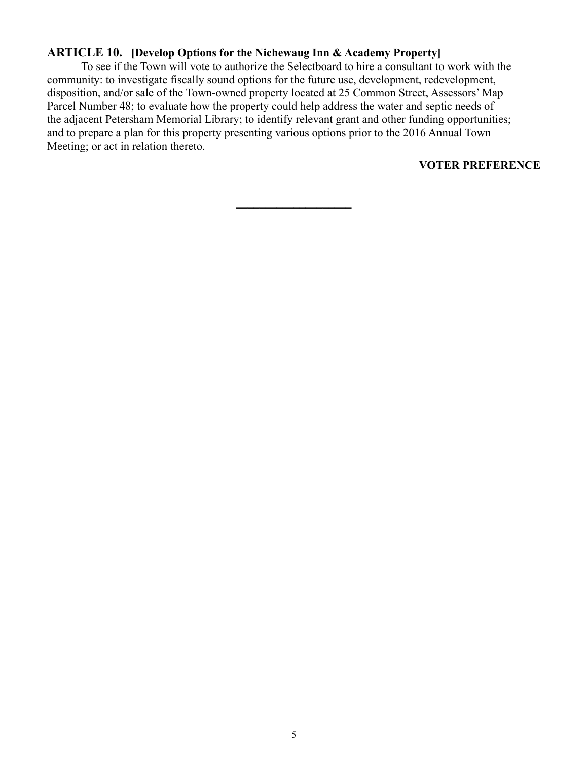**ARTICLE 10.** **[Develop Options for the Nichewaug Inn & Academy Property]**

To see if the Town will vote to authorize the Selectboard to hire a consultant to work with the community: to investigate fiscally sound options for the future use, development, redevelopment, disposition, and/or sale of the Town-owned property located at 25 Common Street, Assessors' Map Parcel Number 48; to evaluate how the property could help address the water and septic needs of the adjacent Petersham Memorial Library; to identify relevant grant and other funding opportunities; and to prepare a plan for this property presenting various options prior to the 2016 Annual Town Meeting; or act in relation thereto.

**VOTER PREFERENCE**

---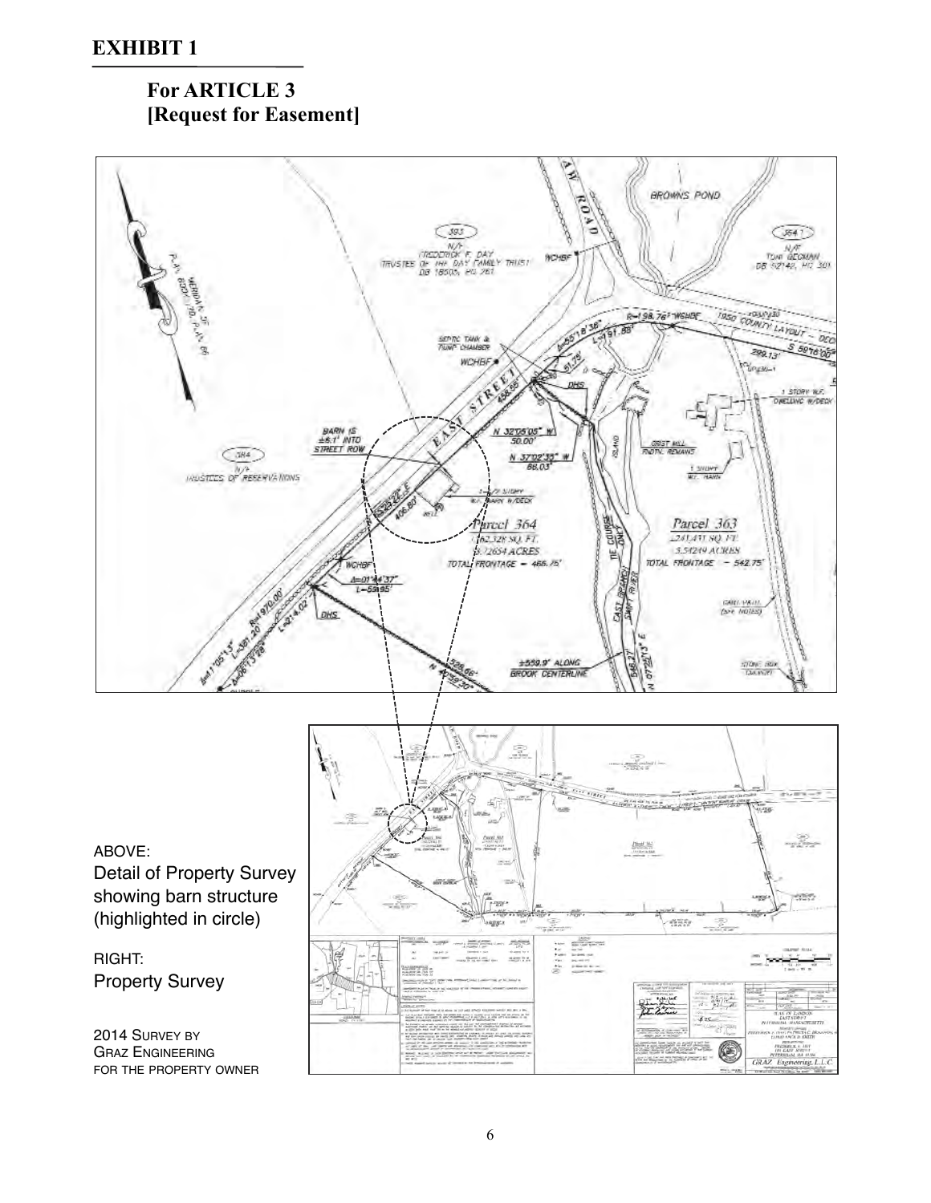# EXHIBIT 1

## For ARTICLE 3
## [Request for Easement]

ABOVE:
Detail of Property Survey showing barn structure (highlighted in circle)

RIGHT:
Property Survey

2014 SURVEY BY GRAZ ENGINEERING FOR THE PROPERTY OWNER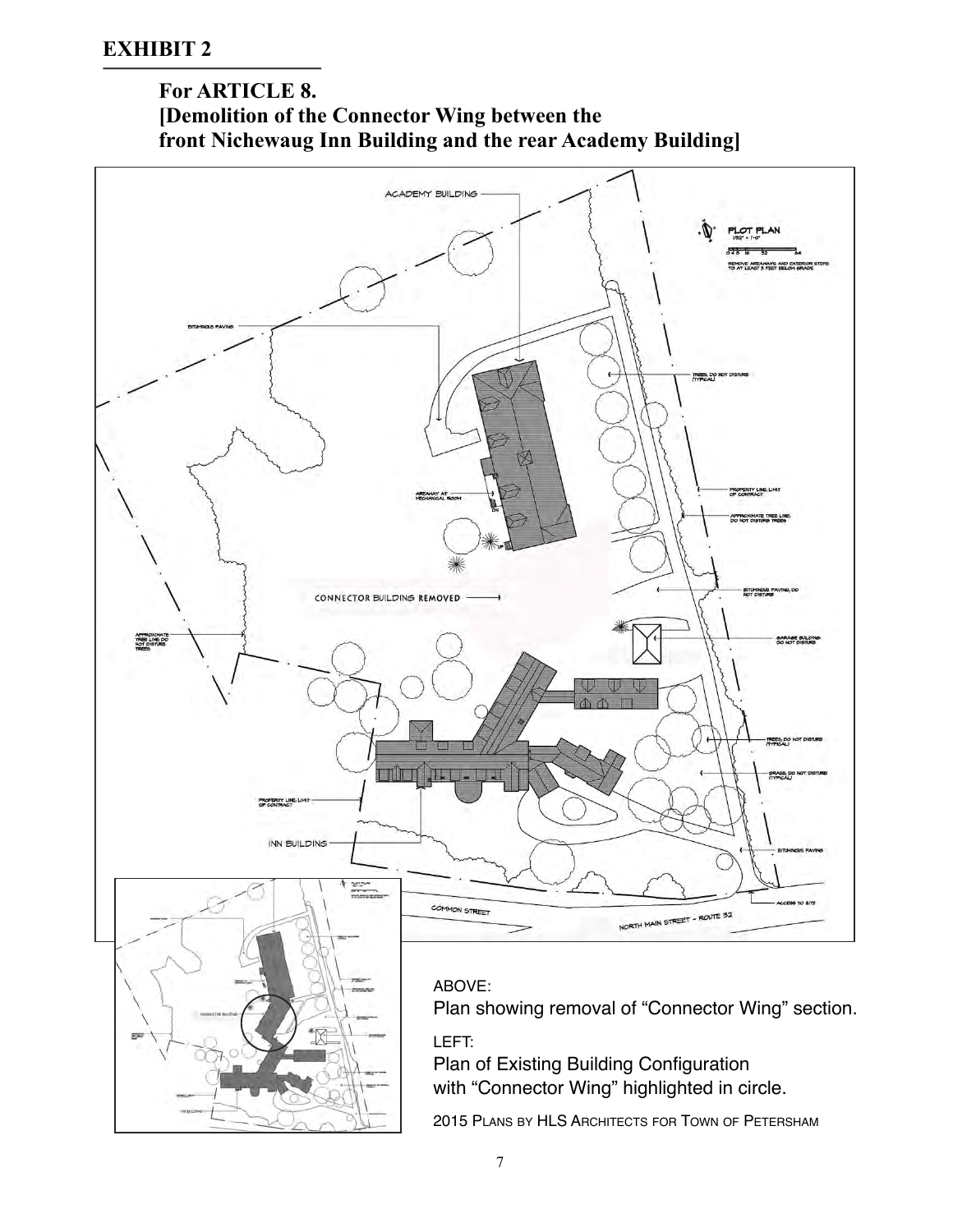## EXHIBIT 2

### For ARTICLE 8.
### [Demolition of the Connector Wing between the front Nichewaug Inn Building and the rear Academy Building]

ABOVE:
Plan showing removal of “Connector Wing” section.

LEFT:
Plan of Existing Building Configuration with “Connector Wing” highlighted in circle.

2015 PLANS BY HLS ARCHITECTS FOR TOWN OF PETERSHAM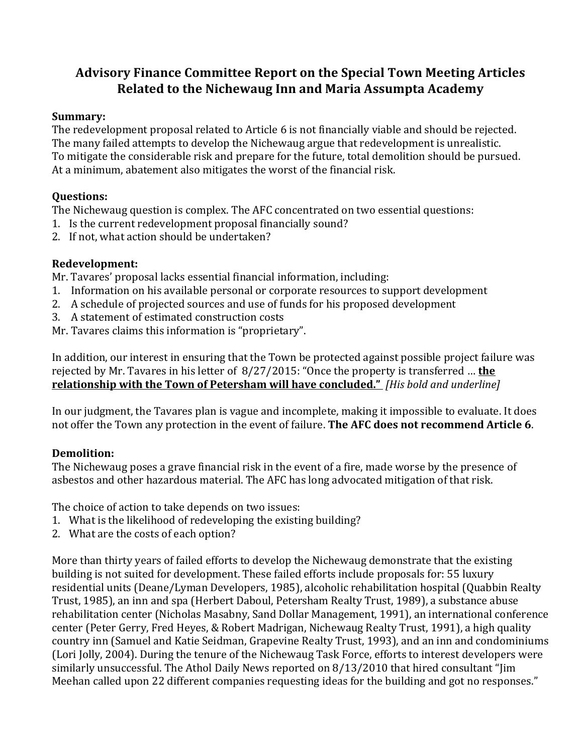# Advisory Finance Committee Report on the Special Town Meeting Articles Related to the Nichewaug Inn and Maria Assumpta Academy

**Summary:**
The redevelopment proposal related to Article 6 is not financially viable and should be rejected. The many failed attempts to develop the Nichewaug argue that redevelopment is unrealistic. To mitigate the considerable risk and prepare for the future, total demolition should be pursued. At a minimum, abatement also mitigates the worst of the financial risk.

**Questions:**
The Nichewaug question is complex. The AFC concentrated on two essential questions:

1. Is the current redevelopment proposal financially sound?
2. If not, what action should be undertaken?

**Redevelopment:**
Mr. Tavares' proposal lacks essential financial information, including:

1. Information on his available personal or corporate resources to support development
2. A schedule of projected sources and use of funds for his proposed development
3. A statement of estimated construction costs

Mr. Tavares claims this information is "proprietary".

In addition, our interest in ensuring that the Town be protected against possible project failure was rejected by Mr. Tavares in his letter of 8/27/2015: "Once the property is transferred … **<u>the relationship with the Town of Petersham will have concluded."</u>** *[His bold and underline]*

In our judgment, the Tavares plan is vague and incomplete, making it impossible to evaluate. It does not offer the Town any protection in the event of failure. **The AFC does not recommend Article 6**.

**Demolition:**
The Nichewaug poses a grave financial risk in the event of a fire, made worse by the presence of asbestos and other hazardous material. The AFC has long advocated mitigation of that risk.

The choice of action to take depends on two issues:

1. What is the likelihood of redeveloping the existing building?
2. What are the costs of each option?

More than thirty years of failed efforts to develop the Nichewaug demonstrate that the existing building is not suited for development. These failed efforts include proposals for: 55 luxury residential units (Deane/Lyman Developers, 1985), alcoholic rehabilitation hospital (Quabbin Realty Trust, 1985), an inn and spa (Herbert Daboul, Petersham Realty Trust, 1989), a substance abuse rehabilitation center (Nicholas Masabny, Sand Dollar Management, 1991), an international conference center (Peter Gerry, Fred Heyes, & Robert Madrigan, Nichewaug Realty Trust, 1991), a high quality country inn (Samuel and Katie Seidman, Grapevine Realty Trust, 1993), and an inn and condominiums (Lori Jolly, 2004). During the tenure of the Nichewaug Task Force, efforts to interest developers were similarly unsuccessful. The Athol Daily News reported on 8/13/2010 that hired consultant "Jim Meehan called upon 22 different companies requesting ideas for the building and got no responses."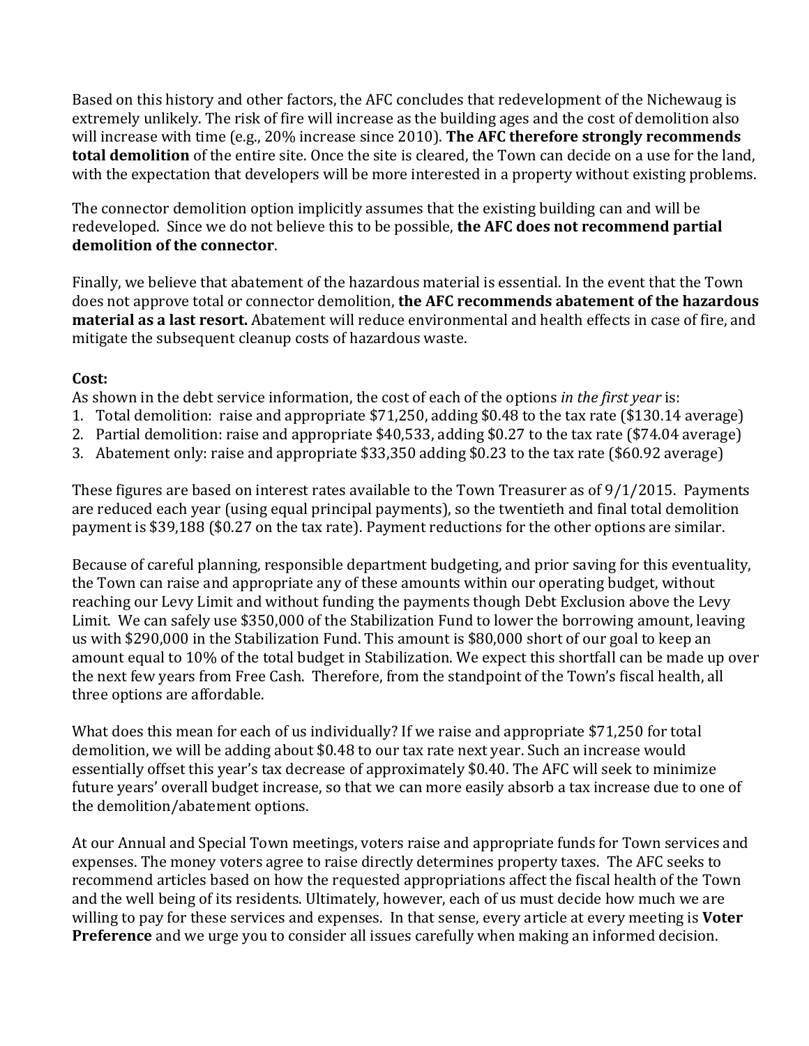Based on this history and other factors, the AFC concludes that redevelopment of the Nichewaug is extremely unlikely. The risk of fire will increase as the building ages and the cost of demolition also will increase with time (e.g., 20% increase since 2010). **The AFC therefore strongly recommends total demolition** of the entire site. Once the site is cleared, the Town can decide on a use for the land, with the expectation that developers will be more interested in a property without existing problems.

The connector demolition option implicitly assumes that the existing building can and will be redeveloped. Since we do not believe this to be possible, **the AFC does not recommend partial demolition of the connector**.

Finally, we believe that abatement of the hazardous material is essential. In the event that the Town does not approve total or connector demolition, **the AFC recommends abatement of the hazardous material as a last resort.** Abatement will reduce environmental and health effects in case of fire, and mitigate the subsequent cleanup costs of hazardous waste.

**Cost:**
As shown in the debt service information, the cost of each of the options *in the first year* is:

1. Total demolition: raise and appropriate $71,250, adding $0.48 to the tax rate ($130.14 average)
2. Partial demolition: raise and appropriate $40,533, adding $0.27 to the tax rate ($74.04 average)
3. Abatement only: raise and appropriate $33,350 adding $0.23 to the tax rate ($60.92 average)

These figures are based on interest rates available to the Town Treasurer as of 9/1/2015. Payments are reduced each year (using equal principal payments), so the twentieth and final total demolition payment is $39,188 ($0.27 on the tax rate). Payment reductions for the other options are similar.

Because of careful planning, responsible department budgeting, and prior saving for this eventuality, the Town can raise and appropriate any of these amounts within our operating budget, without reaching our Levy Limit and without funding the payments though Debt Exclusion above the Levy Limit. We can safely use $350,000 of the Stabilization Fund to lower the borrowing amount, leaving us with $290,000 in the Stabilization Fund. This amount is $80,000 short of our goal to keep an amount equal to 10% of the total budget in Stabilization. We expect this shortfall can be made up over the next few years from Free Cash. Therefore, from the standpoint of the Town's fiscal health, all three options are affordable.

What does this mean for each of us individually? If we raise and appropriate $71,250 for total demolition, we will be adding about $0.48 to our tax rate next year. Such an increase would essentially offset this year's tax decrease of approximately $0.40. The AFC will seek to minimize future years' overall budget increase, so that we can more easily absorb a tax increase due to one of the demolition/abatement options.

At our Annual and Special Town meetings, voters raise and appropriate funds for Town services and expenses. The money voters agree to raise directly determines property taxes. The AFC seeks to recommend articles based on how the requested appropriations affect the fiscal health of the Town and the well being of its residents. Ultimately, however, each of us must decide how much we are willing to pay for these services and expenses. In that sense, every article at every meeting is **Voter Preference** and we urge you to consider all issues carefully when making an informed decision.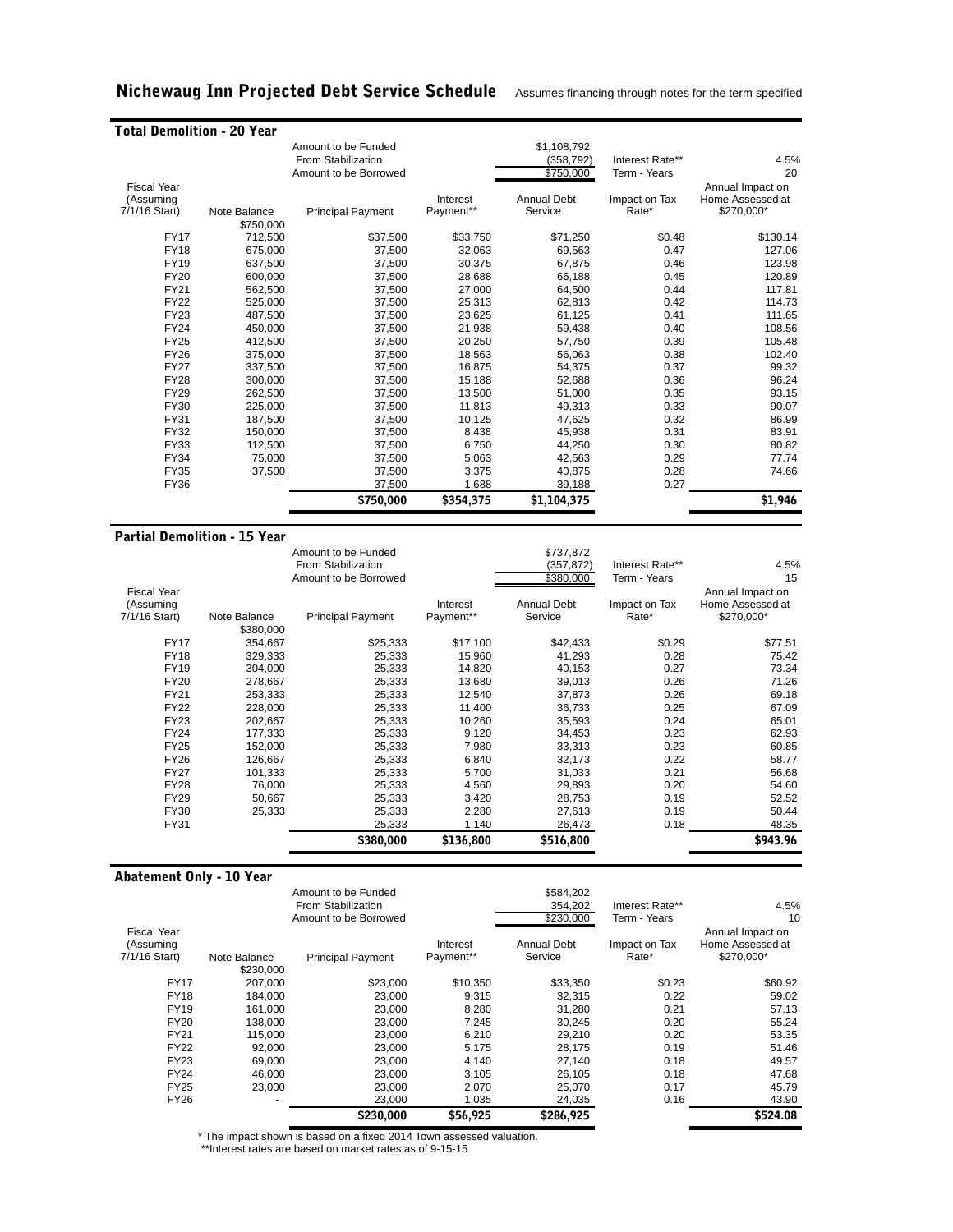# Nichewaug Inn Projected Debt Service Schedule

Assumes financing through notes for the term specified

## Total Demolition - 20 Year

| | | | | | | |
|---|---|---|---|---|---|---|
| | | Amount to be Funded | | $1,108,792 | | |
| | | From Stabilization | | (358,792) | Interest Rate** | 4.5% |
| | | Amount to be Borrowed | | $750,000 | Term - Years | 20 |

| Fiscal Year (Assuming 7/1/16 Start) | Note Balance | Principal Payment | Interest Payment** | Annual Debt Service | Impact on Tax Rate* | Annual Impact on Home Assessed at $270,000* |
|---|---|---|---|---|---|---|
| | $750,000 | | | | | |
| FY17 | 712,500 | $37,500 | $33,750 | $71,250 | $0.48 | $130.14 |
| FY18 | 675,000 | 37,500 | 32,063 | 69,563 | 0.47 | 127.06 |
| FY19 | 637,500 | 37,500 | 30,375 | 67,875 | 0.46 | 123.98 |
| FY20 | 600,000 | 37,500 | 28,688 | 66,188 | 0.45 | 120.89 |
| FY21 | 562,500 | 37,500 | 27,000 | 64,500 | 0.44 | 117.81 |
| FY22 | 525,000 | 37,500 | 25,313 | 62,813 | 0.42 | 114.73 |
| FY23 | 487,500 | 37,500 | 23,625 | 61,125 | 0.41 | 111.65 |
| FY24 | 450,000 | 37,500 | 21,938 | 59,438 | 0.40 | 108.56 |
| FY25 | 412,500 | 37,500 | 20,250 | 57,750 | 0.39 | 105.48 |
| FY26 | 375,000 | 37,500 | 18,563 | 56,063 | 0.38 | 102.40 |
| FY27 | 337,500 | 37,500 | 16,875 | 54,375 | 0.37 | 99.32 |
| FY28 | 300,000 | 37,500 | 15,188 | 52,688 | 0.36 | 96.24 |
| FY29 | 262,500 | 37,500 | 13,500 | 51,000 | 0.35 | 93.15 |
| FY30 | 225,000 | 37,500 | 11,813 | 49,313 | 0.33 | 90.07 |
| FY31 | 187,500 | 37,500 | 10,125 | 47,625 | 0.32 | 86.99 |
| FY32 | 150,000 | 37,500 | 8,438 | 45,938 | 0.31 | 83.91 |
| FY33 | 112,500 | 37,500 | 6,750 | 44,250 | 0.30 | 80.82 |
| FY34 | 75,000 | 37,500 | 5,063 | 42,563 | 0.29 | 77.74 |
| FY35 | 37,500 | 37,500 | 3,375 | 40,875 | 0.28 | 74.66 |
| FY36 | - | 37,500 | 1,688 | 39,188 | 0.27 | |
| | | **$750,000** | **$354,375** | **$1,104,375** | | **$1,946** |

## Partial Demolition - 15 Year

| | | | | | | |
|---|---|---|---|---|---|---|
| | | Amount to be Funded | | $737,872 | | |
| | | From Stabilization | | (357,872) | Interest Rate** | 4.5% |
| | | Amount to be Borrowed | | $380,000 | Term - Years | 15 |

| Fiscal Year (Assuming 7/1/16 Start) | Note Balance | Principal Payment | Interest Payment** | Annual Debt Service | Impact on Tax Rate* | Annual Impact on Home Assessed at $270,000* |
|---|---|---|---|---|---|---|
| | $380,000 | | | | | |
| FY17 | 354,667 | $25,333 | $17,100 | $42,433 | $0.29 | $77.51 |
| FY18 | 329,333 | 25,333 | 15,960 | 41,293 | 0.28 | 75.42 |
| FY19 | 304,000 | 25,333 | 14,820 | 40,153 | 0.27 | 73.34 |
| FY20 | 278,667 | 25,333 | 13,680 | 39,013 | 0.26 | 71.26 |
| FY21 | 253,333 | 25,333 | 12,540 | 37,873 | 0.26 | 69.18 |
| FY22 | 228,000 | 25,333 | 11,400 | 36,733 | 0.25 | 67.09 |
| FY23 | 202,667 | 25,333 | 10,260 | 35,593 | 0.24 | 65.01 |
| FY24 | 177,333 | 25,333 | 9,120 | 34,453 | 0.23 | 62.93 |
| FY25 | 152,000 | 25,333 | 7,980 | 33,313 | 0.23 | 60.85 |
| FY26 | 126,667 | 25,333 | 6,840 | 32,173 | 0.22 | 58.77 |
| FY27 | 101,333 | 25,333 | 5,700 | 31,033 | 0.21 | 56.68 |
| FY28 | 76,000 | 25,333 | 4,560 | 29,893 | 0.20 | 54.60 |
| FY29 | 50,667 | 25,333 | 3,420 | 28,753 | 0.19 | 52.52 |
| FY30 | 25,333 | 25,333 | 2,280 | 27,613 | 0.19 | 50.44 |
| FY31 | | 25,333 | 1,140 | 26,473 | 0.18 | 48.35 |
| | | **$380,000** | **$136,800** | **$516,800** | | **$943.96** |

## Abatement Only - 10 Year

| | | | | | | |
|---|---|---|---|---|---|---|
| | | Amount to be Funded | | $584,202 | | |
| | | From Stabilization | | 354,202 | Interest Rate** | 4.5% |
| | | Amount to be Borrowed | | $230,000 | Term - Years | 10 |

| Fiscal Year (Assuming 7/1/16 Start) | Note Balance | Principal Payment | Interest Payment** | Annual Debt Service | Impact on Tax Rate* | Annual Impact on Home Assessed at $270,000* |
|---|---|---|---|---|---|---|
| | $230,000 | | | | | |
| FY17 | 207,000 | $23,000 | $10,350 | $33,350 | $0.23 | $60.92 |
| FY18 | 184,000 | 23,000 | 9,315 | 32,315 | 0.22 | 59.02 |
| FY19 | 161,000 | 23,000 | 8,280 | 31,280 | 0.21 | 57.13 |
| FY20 | 138,000 | 23,000 | 7,245 | 30,245 | 0.20 | 55.24 |
| FY21 | 115,000 | 23,000 | 6,210 | 29,210 | 0.20 | 53.35 |
| FY22 | 92,000 | 23,000 | 5,175 | 28,175 | 0.19 | 51.46 |
| FY23 | 69,000 | 23,000 | 4,140 | 27,140 | 0.18 | 49.57 |
| FY24 | 46,000 | 23,000 | 3,105 | 26,105 | 0.18 | 47.68 |
| FY25 | 23,000 | 23,000 | 2,070 | 25,070 | 0.17 | 45.79 |
| FY26 | - | 23,000 | 1,035 | 24,035 | 0.16 | 43.90 |
| | | **$230,000** | **$56,925** | **$286,925** | | **$524.08** |

\* The impact shown is based on a fixed 2014 Town assessed valuation.

**Interest rates are based on market rates as of 9-15-15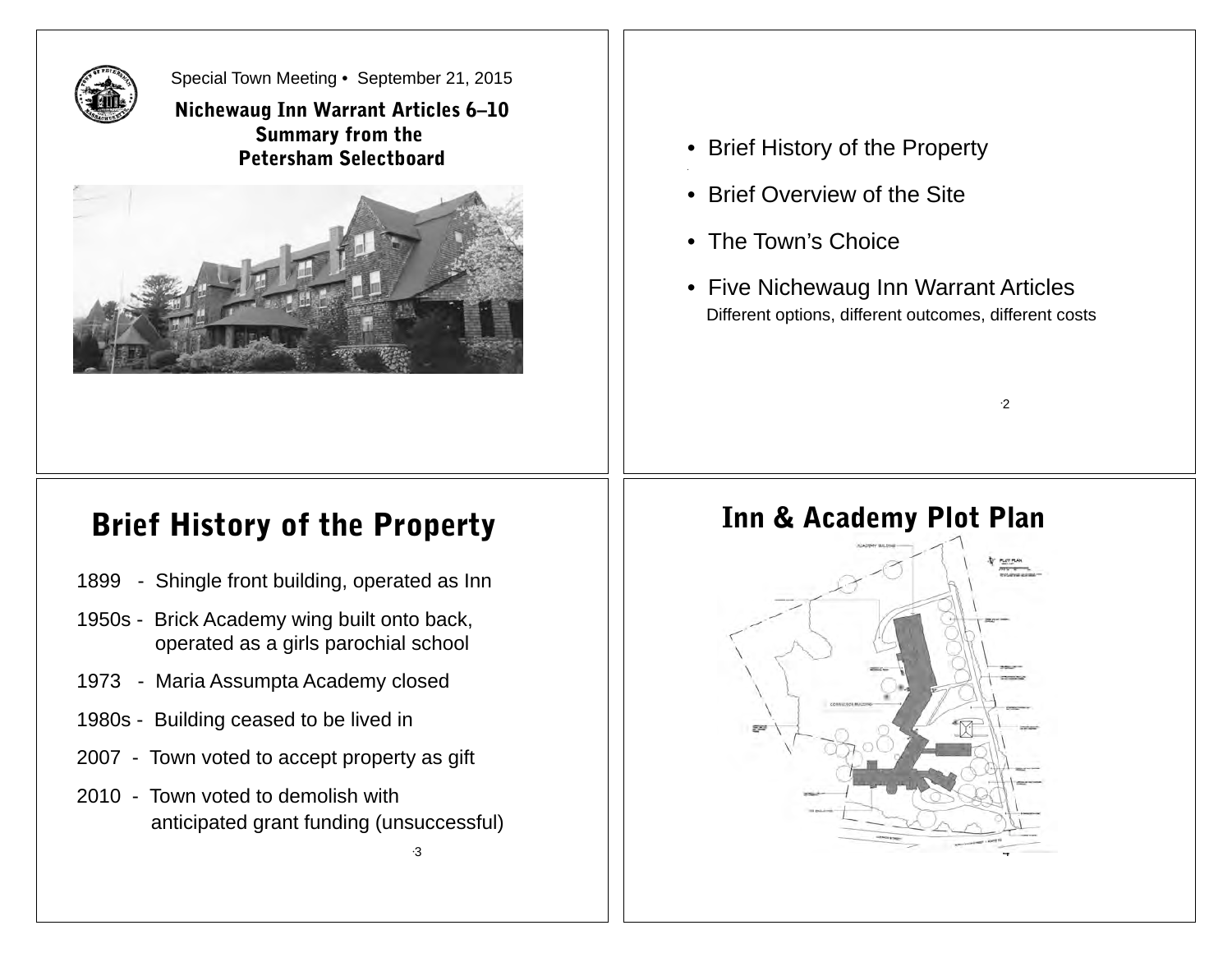Special Town Meeting • September 21, 2015

## Nichewaug Inn Warrant Articles 6–10 Summary from the Petersham Selectboard

- Brief History of the Property
- Brief Overview of the Site
- The Town's Choice
- Five Nichewaug Inn Warrant Articles
  Different options, different outcomes, different costs

## Brief History of the Property

1899 - Shingle front building, operated as Inn

1950s - Brick Academy wing built onto back, operated as a girls parochial school

1973 - Maria Assumpta Academy closed

1980s - Building ceased to be lived in

2007 - Town voted to accept property as gift

2010 - Town voted to demolish with anticipated grant funding (unsuccessful)

## Inn & Academy Plot Plan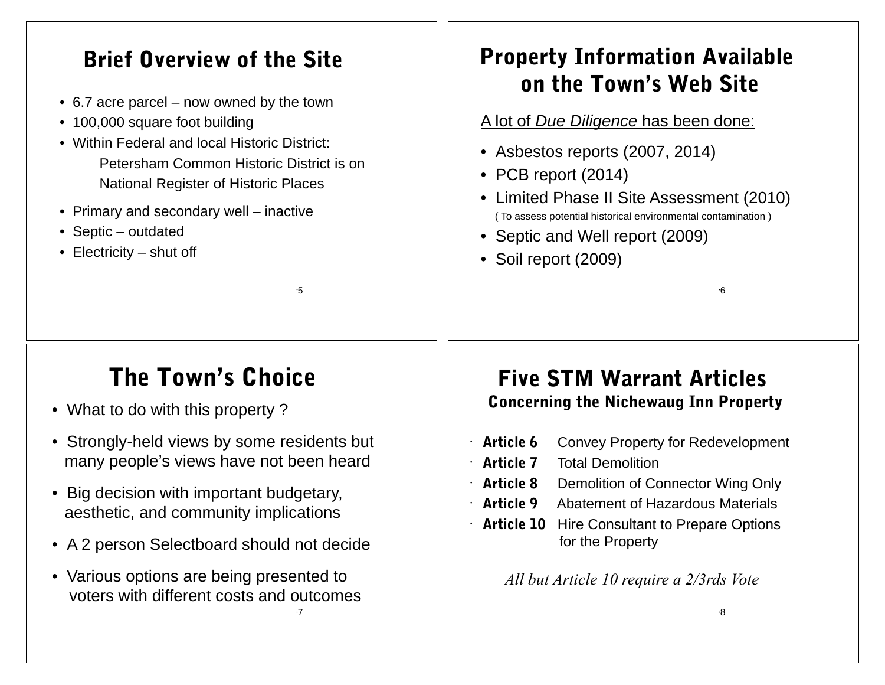## Brief Overview of the Site

- 6.7 acre parcel – now owned by the town
- 100,000 square foot building
- Within Federal and local Historic District:
  Petersham Common Historic District is on National Register of Historic Places
- Primary and secondary well – inactive
- Septic – outdated
- Electricity – shut off

## Property Information Available on the Town's Web Site

A lot of *Due Diligence* has been done:

- Asbestos reports (2007, 2014)
- PCB report (2014)
- Limited Phase II Site Assessment (2010)
  ( To assess potential historical environmental contamination )
- Septic and Well report (2009)
- Soil report (2009)

## The Town's Choice

- What to do with this property ?
- Strongly-held views by some residents but many people's views have not been heard
- Big decision with important budgetary, aesthetic, and community implications
- A 2 person Selectboard should not decide
- Various options are being presented to voters with different costs and outcomes

## Five STM Warrant Articles

### Concerning the Nichewaug Inn Property

- **Article 6** Convey Property for Redevelopment
- **Article 7** Total Demolition
- **Article 8** Demolition of Connector Wing Only
- **Article 9** Abatement of Hazardous Materials
- **Article 10** Hire Consultant to Prepare Options for the Property

*All but Article 10 require a 2/3rds Vote*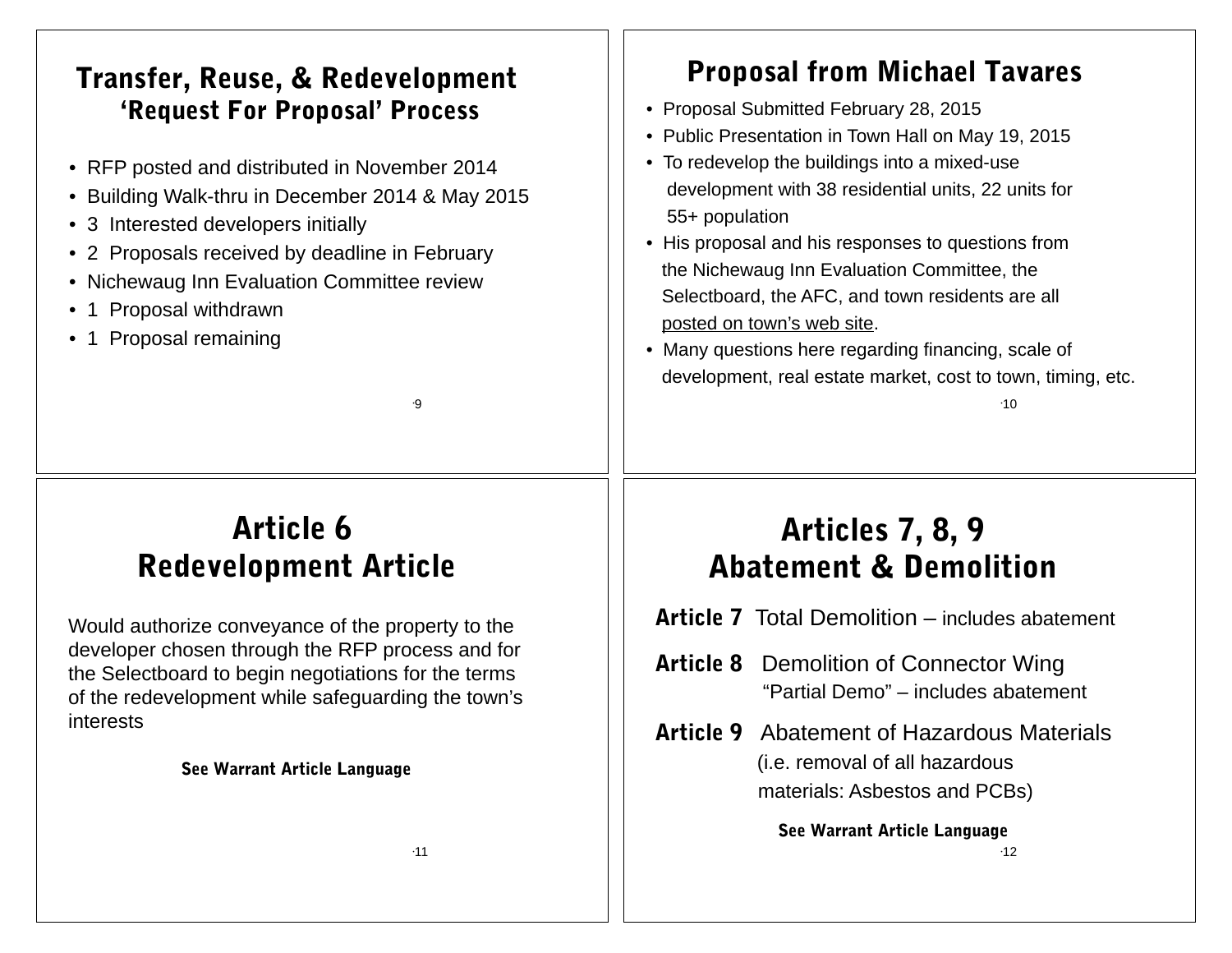## Transfer, Reuse, & Redevelopment 'Request For Proposal' Process

- RFP posted and distributed in November 2014
- Building Walk-thru in December 2014 & May 2015
- 3 Interested developers initially
- 2 Proposals received by deadline in February
- Nichewaug Inn Evaluation Committee review
- 1 Proposal withdrawn
- 1 Proposal remaining

## Proposal from Michael Tavares

- Proposal Submitted February 28, 2015
- Public Presentation in Town Hall on May 19, 2015
- To redevelop the buildings into a mixed-use development with 38 residential units, 22 units for 55+ population
- His proposal and his responses to questions from the Nichewaug Inn Evaluation Committee, the Selectboard, the AFC, and town residents are all posted on town's web site.
- Many questions here regarding financing, scale of development, real estate market, cost to town, timing, etc.

## Article 6 Redevelopment Article

Would authorize conveyance of the property to the developer chosen through the RFP process and for the Selectboard to begin negotiations for the terms of the redevelopment while safeguarding the town's interests

**See Warrant Article Language**

## Articles 7, 8, 9 Abatement & Demolition

**Article 7** Total Demolition – includes abatement

**Article 8** Demolition of Connector Wing "Partial Demo" – includes abatement

**Article 9** Abatement of Hazardous Materials (i.e. removal of all hazardous materials: Asbestos and PCBs)

**See Warrant Article Language**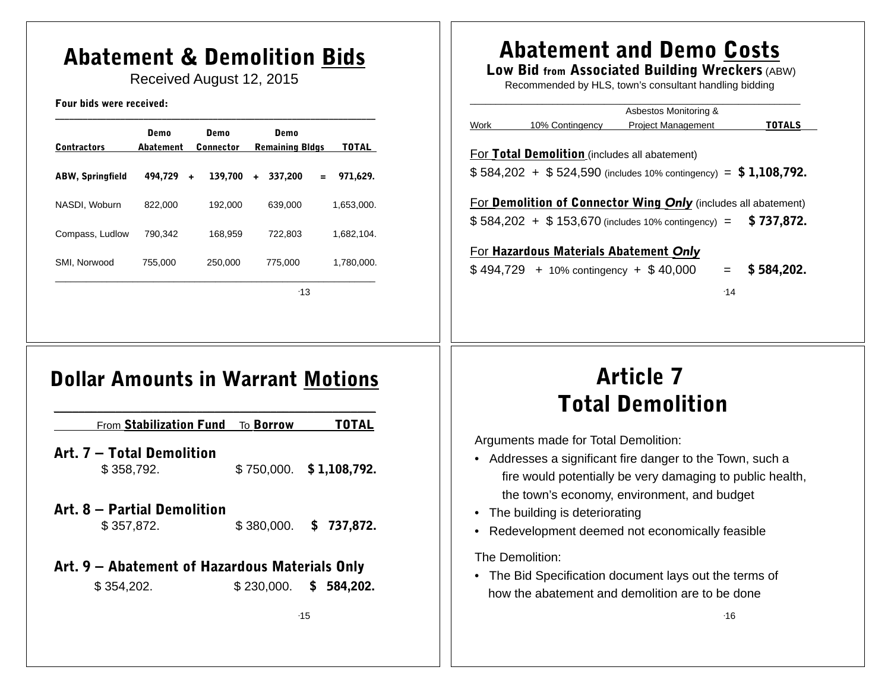# Abatement & Demolition Bids

Received August 12, 2015

**Four bids were received:**

| Contractors | Demo Abatement | | Demo Connector | | Demo Remaining Bldgs | | TOTAL |
|---|---|---|---|---|---|---|---|
| **ABW, Springfield** | **494,729** | **+** | **139,700** | **+** | **337,200** | **=** | **971,629.** |
| NASDI, Woburn | 822,000 | | 192,000 | | 639,000 | | 1,653,000. |
| Compass, Ludlow | 790,342 | | 168,959 | | 722,803 | | 1,682,104. |
| SMI, Norwood | 755,000 | | 250,000 | | 775,000 | | 1,780,000. |

# Abatement and Demo Costs

**Low Bid from Associated Building Wreckers** (ABW)

Recommended by HLS, town's consultant handling bidding

| Work | 10% Contingency | Asbestos Monitoring & Project Management | TOTALS |
|---|---|---|---|

For **Total Demolition** (includes all abatement)

$584,202 + $524,590 (includes 10% contingency) = **$1,108,792.**

For **Demolition of Connector Wing *Only*** (includes all abatement)

$584,202 + $153,670 (includes 10% contingency) = **$737,872.**

For **Hazardous Materials Abatement *Only***

$494,729 + 10% contingency + $40,000 = **$584,202.**

# Dollar Amounts in Warrant Motions

| | From **Stabilization Fund** | To **Borrow** | **TOTAL** |
|---|---|---|---|
| **Art. 7 – Total Demolition** | $358,792. | $750,000. | **$1,108,792.** |
| **Art. 8 – Partial Demolition** | $357,872. | $380,000. | **$737,872.** |
| **Art. 9 – Abatement of Hazardous Materials Only** | $354,202. | $230,000. | **$584,202.** |

# Article 7
# Total Demolition

Arguments made for Total Demolition:

- Addresses a significant fire danger to the Town, such a fire would potentially be very damaging to public health, the town's economy, environment, and budget
- The building is deteriorating
- Redevelopment deemed not economically feasible

The Demolition:

- The Bid Specification document lays out the terms of how the abatement and demolition are to be done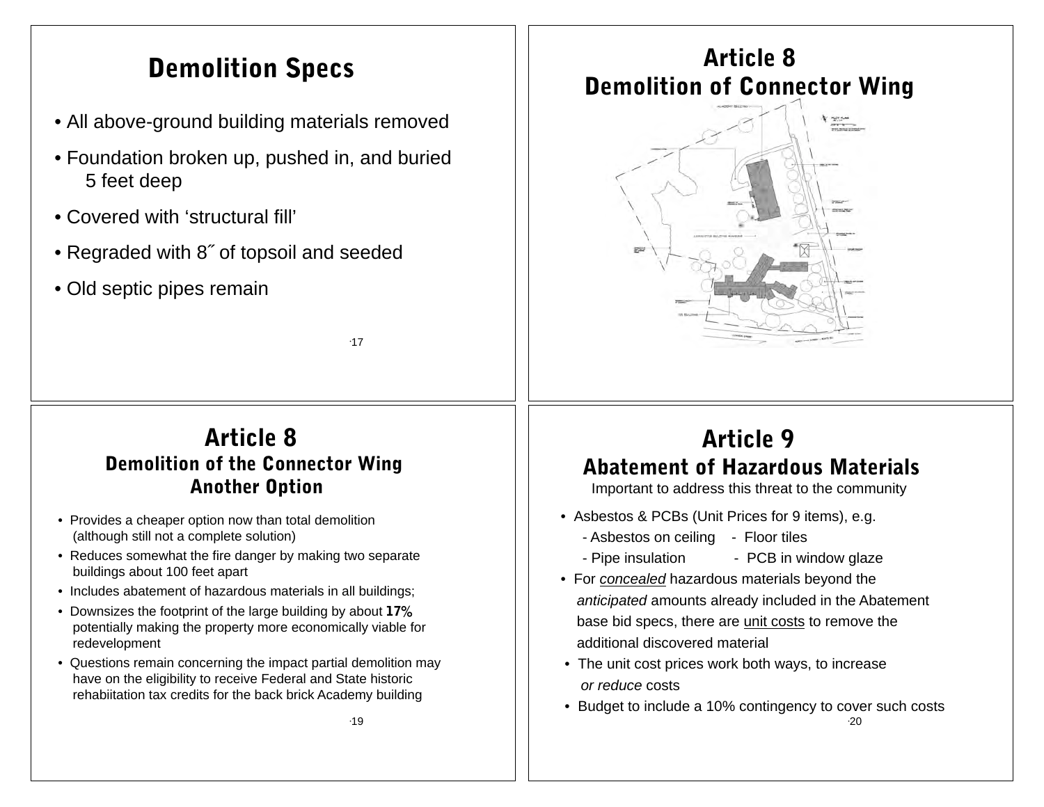# Demolition Specs

- All above-ground building materials removed
- Foundation broken up, pushed in, and buried 5 feet deep
- Covered with 'structural fill'
- Regraded with 8˝ of topsoil and seeded
- Old septic pipes remain

# Article 8
## Demolition of Connector Wing

# Article 8
## Demolition of the Connector Wing
## Another Option

- Provides a cheaper option now than total demolition (although still not a complete solution)
- Reduces somewhat the fire danger by making two separate buildings about 100 feet apart
- Includes abatement of hazardous materials in all buildings;
- Downsizes the footprint of the large building by about **17%** potentially making the property more economically viable for redevelopment
- Questions remain concerning the impact partial demolition may have on the eligibility to receive Federal and State historic rehabiitation tax credits for the back brick Academy building

# Article 9
## Abatement of Hazardous Materials

Important to address this threat to the community

- Asbestos & PCBs (Unit Prices for 9 items), e.g.
  - Asbestos on ceiling
  - Floor tiles
  - Pipe insulation
  - PCB in window glaze
- For *concealed* hazardous materials beyond the *anticipated* amounts already included in the Abatement base bid specs, there are unit costs to remove the additional discovered material
- The unit cost prices work both ways, to increase *or reduce* costs
- Budget to include a 10% contingency to cover such costs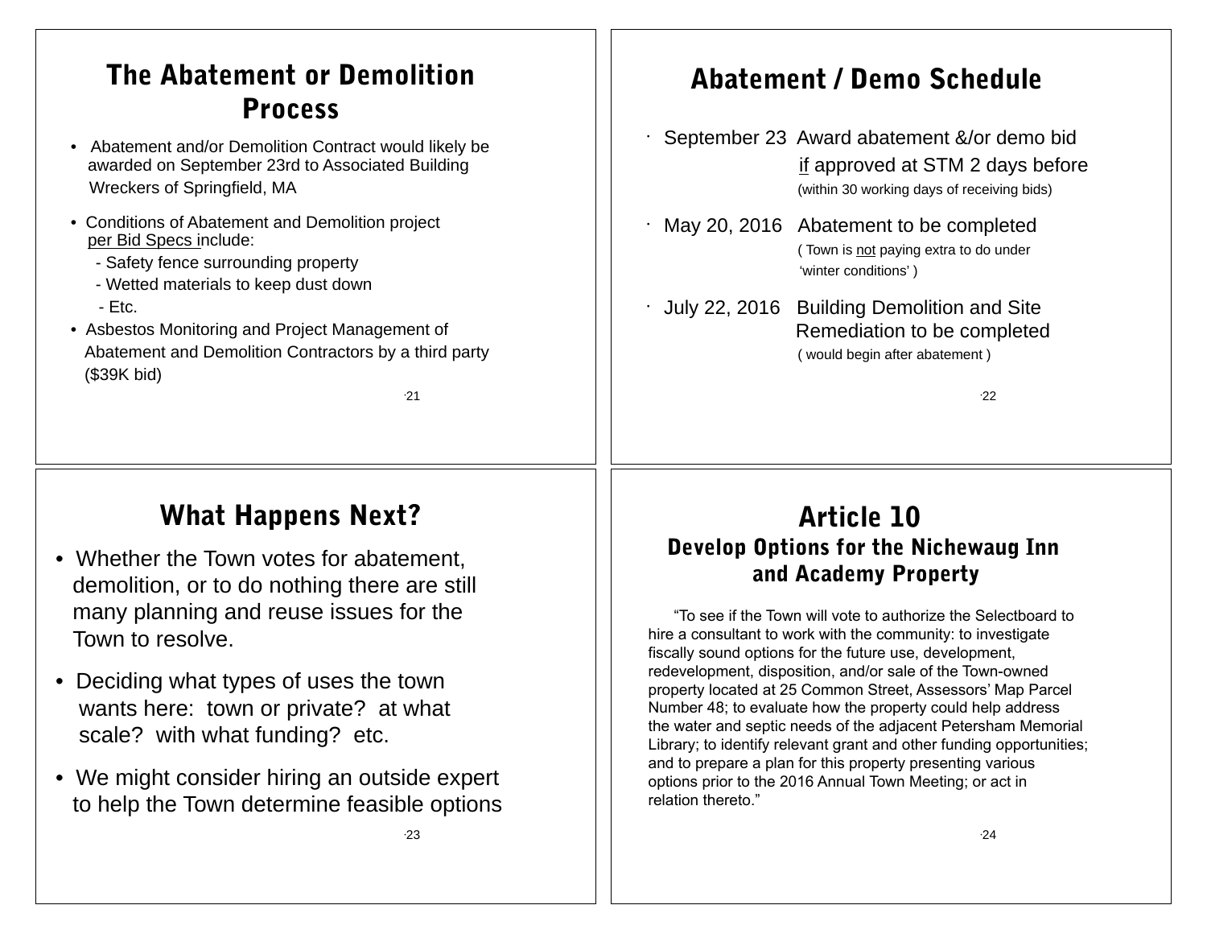## The Abatement or Demolition Process

- Abatement and/or Demolition Contract would likely be awarded on September 23rd to Associated Building Wreckers of Springfield, MA
- Conditions of Abatement and Demolition project per Bid Specs include:
  - Safety fence surrounding property
  - Wetted materials to keep dust down
  - Etc.
- Asbestos Monitoring and Project Management of Abatement and Demolition Contractors by a third party ($39K bid)

## Abatement / Demo Schedule

- September 23 Award abatement &/or demo bid
  if approved at STM 2 days before
  (within 30 working days of receiving bids)
- May 20, 2016 Abatement to be completed
  ( Town is not paying extra to do under 'winter conditions' )
- July 22, 2016 Building Demolition and Site Remediation to be completed
  ( would begin after abatement )

## What Happens Next?

- Whether the Town votes for abatement, demolition, or to do nothing there are still many planning and reuse issues for the Town to resolve.
- Deciding what types of uses the town wants here: town or private? at what scale? with what funding? etc.
- We might consider hiring an outside expert to help the Town determine feasible options

## Article 10

### Develop Options for the Nichewaug Inn and Academy Property

"To see if the Town will vote to authorize the Selectboard to hire a consultant to work with the community: to investigate fiscally sound options for the future use, development, redevelopment, disposition, and/or sale of the Town-owned property located at 25 Common Street, Assessors' Map Parcel Number 48; to evaluate how the property could help address the water and septic needs of the adjacent Petersham Memorial Library; to identify relevant grant and other funding opportunities; and to prepare a plan for this property presenting various options prior to the 2016 Annual Town Meeting; or act in relation thereto."